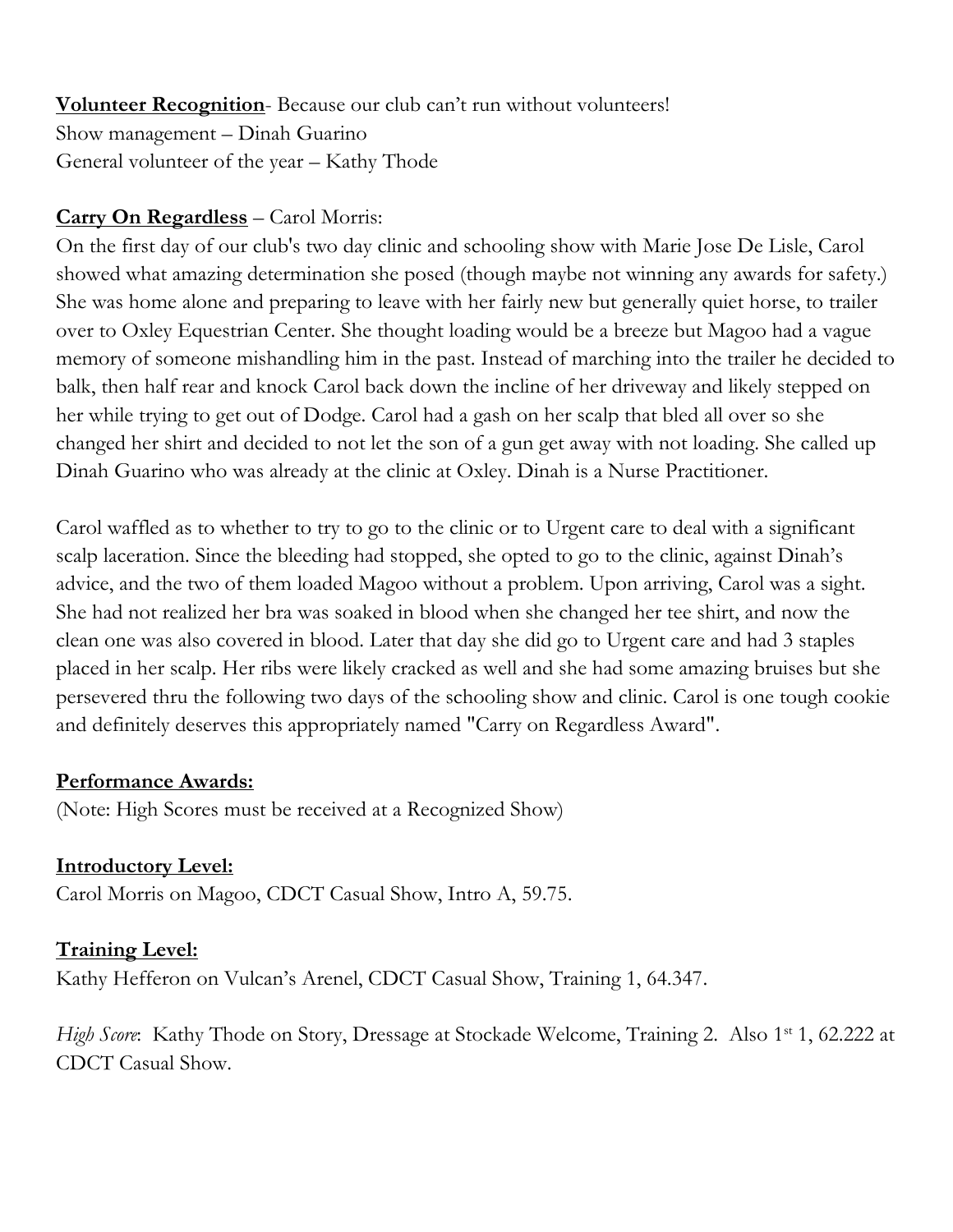**Volunteer Recognition**- Because our club can't run without volunteers!
Show management – Dinah Guarino
General volunteer of the year – Kathy Thode

**Carry On Regardless** – Carol Morris:

On the first day of our club's two day clinic and schooling show with Marie Jose De Lisle, Carol showed what amazing determination she posed (though maybe not winning any awards for safety.) She was home alone and preparing to leave with her fairly new but generally quiet horse, to trailer over to Oxley Equestrian Center. She thought loading would be a breeze but Magoo had a vague memory of someone mishandling him in the past. Instead of marching into the trailer he decided to balk, then half rear and knock Carol back down the incline of her driveway and likely stepped on her while trying to get out of Dodge. Carol had a gash on her scalp that bled all over so she changed her shirt and decided to not let the son of a gun get away with not loading. She called up Dinah Guarino who was already at the clinic at Oxley. Dinah is a Nurse Practitioner.

Carol waffled as to whether to try to go to the clinic or to Urgent care to deal with a significant scalp laceration. Since the bleeding had stopped, she opted to go to the clinic, against Dinah's advice, and the two of them loaded Magoo without a problem. Upon arriving, Carol was a sight. She had not realized her bra was soaked in blood when she changed her tee shirt, and now the clean one was also covered in blood. Later that day she did go to Urgent care and had 3 staples placed in her scalp. Her ribs were likely cracked as well and she had some amazing bruises but she persevered thru the following two days of the schooling show and clinic. Carol is one tough cookie and definitely deserves this appropriately named "Carry on Regardless Award".

**Performance Awards:**

(Note: High Scores must be received at a Recognized Show)

**Introductory Level:**

Carol Morris on Magoo, CDCT Casual Show, Intro A, 59.75.

**Training Level:**

Kathy Hefferon on Vulcan's Arenel, CDCT Casual Show, Training 1, 64.347.

*High Score*: Kathy Thode on Story, Dressage at Stockade Welcome, Training 2. Also 1st 1, 62.222 at CDCT Casual Show.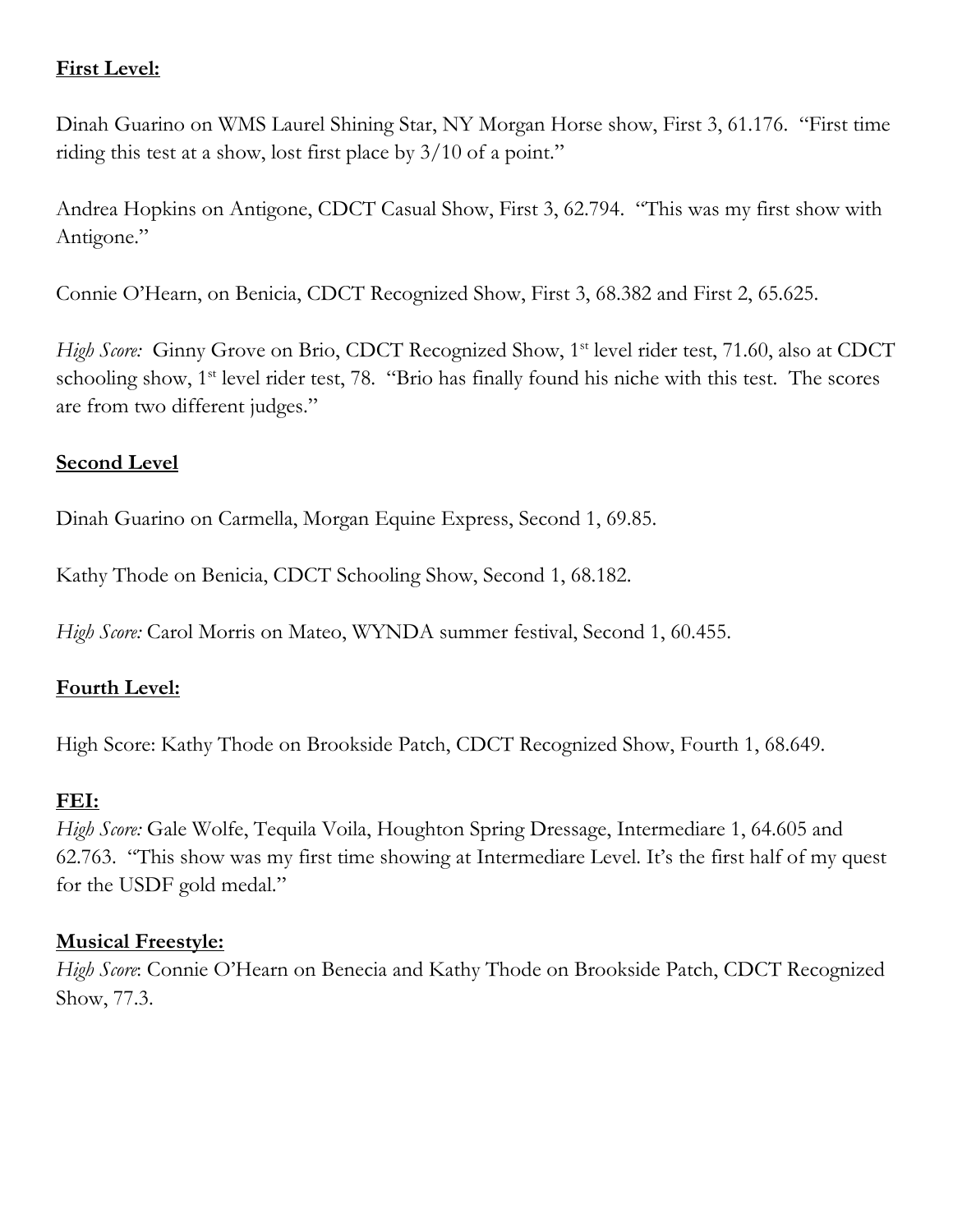**<u>First Level:</u>**

Dinah Guarino on WMS Laurel Shining Star, NY Morgan Horse show, First 3, 61.176. "First time riding this test at a show, lost first place by 3/10 of a point."

Andrea Hopkins on Antigone, CDCT Casual Show, First 3, 62.794. "This was my first show with Antigone."

Connie O'Hearn, on Benicia, CDCT Recognized Show, First 3, 68.382 and First 2, 65.625.

*High Score:* Ginny Grove on Brio, CDCT Recognized Show, 1st level rider test, 71.60, also at CDCT schooling show, 1st level rider test, 78. "Brio has finally found his niche with this test. The scores are from two different judges."

**<u>Second Level</u>**

Dinah Guarino on Carmella, Morgan Equine Express, Second 1, 69.85.

Kathy Thode on Benicia, CDCT Schooling Show, Second 1, 68.182.

*High Score:* Carol Morris on Mateo, WYNDA summer festival, Second 1, 60.455.

**<u>Fourth Level:</u>**

High Score: Kathy Thode on Brookside Patch, CDCT Recognized Show, Fourth 1, 68.649.

**<u>FEI:</u>**

*High Score:* Gale Wolfe, Tequila Voila, Houghton Spring Dressage, Intermediare 1, 64.605 and 62.763. "This show was my first time showing at Intermediare Level. It's the first half of my quest for the USDF gold medal."

**<u>Musical Freestyle:</u>**

*High Score*: Connie O'Hearn on Benecia and Kathy Thode on Brookside Patch, CDCT Recognized Show, 77.3.